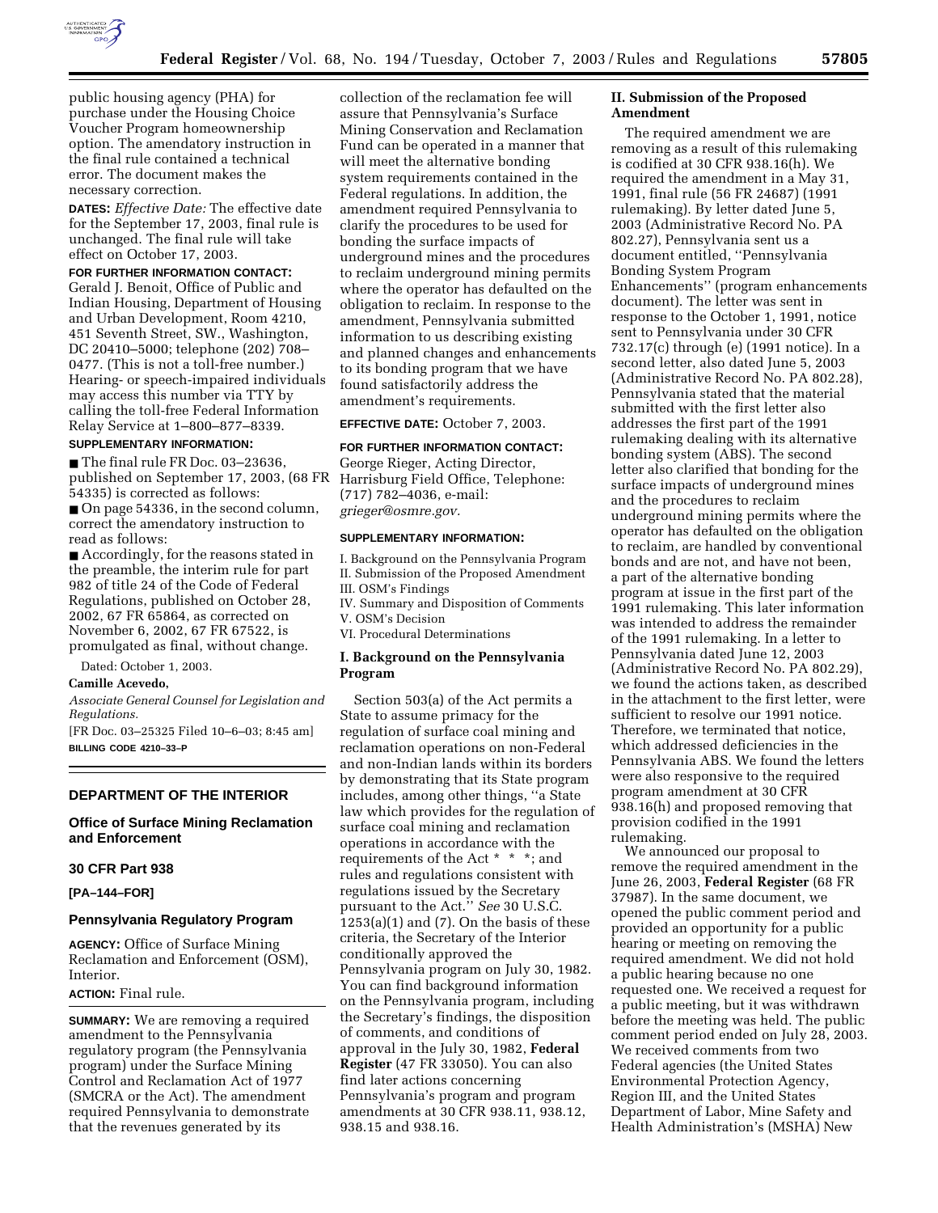public housing agency (PHA) for purchase under the Housing Choice Voucher Program homeownership option. The amendatory instruction in the final rule contained a technical error. The document makes the necessary correction.

**DATES:** *Effective Date:* The effective date for the September 17, 2003, final rule is unchanged. The final rule will take effect on October 17, 2003.

**FOR FURTHER INFORMATION CONTACT:** Gerald J. Benoit, Office of Public and Indian Housing, Department of Housing and Urban Development, Room 4210, 451 Seventh Street, SW., Washington, DC 20410–5000; telephone (202) 708–0477. (This is not a toll-free number.) Hearing- or speech-impaired individuals may access this number via TTY by calling the toll-free Federal Information Relay Service at 1–800–877–8339.

**SUPPLEMENTARY INFORMATION:**

■ The final rule FR Doc. 03–23636, published on September 17, 2003, (68 FR 54335) is corrected as follows:

■ On page 54336, in the second column, correct the amendatory instruction to read as follows:

■ Accordingly, for the reasons stated in the preamble, the interim rule for part 982 of title 24 of the Code of Federal Regulations, published on October 28, 2002, 67 FR 65864, as corrected on November 6, 2002, 67 FR 67522, is promulgated as final, without change.

Dated: October 1, 2003.

**Camille Acevedo,**

*Associate General Counsel for Legislation and Regulations.*

[FR Doc. 03–25325 Filed 10–6–03; 8:45 am]

**BILLING CODE 4210–33–P**

## DEPARTMENT OF THE INTERIOR

### Office of Surface Mining Reclamation and Enforcement

### 30 CFR Part 938

**[PA–144–FOR]**

### Pennsylvania Regulatory Program

**AGENCY:** Office of Surface Mining Reclamation and Enforcement (OSM), Interior.

**ACTION:** Final rule.

**SUMMARY:** We are removing a required amendment to the Pennsylvania regulatory program (the Pennsylvania program) under the Surface Mining Control and Reclamation Act of 1977 (SMCRA or the Act). The amendment required Pennsylvania to demonstrate that the revenues generated by its collection of the reclamation fee will assure that Pennsylvania's Surface Mining Conservation and Reclamation Fund can be operated in a manner that will meet the alternative bonding system requirements contained in the Federal regulations. In addition, the amendment required Pennsylvania to clarify the procedures to be used for bonding the surface impacts of underground mines and the procedures to reclaim underground mining permits where the operator has defaulted on the obligation to reclaim. In response to the amendment, Pennsylvania submitted information to us describing existing and planned changes and enhancements to its bonding program that we have found satisfactorily address the amendment's requirements.

**EFFECTIVE DATE:** October 7, 2003.

**FOR FURTHER INFORMATION CONTACT:** George Rieger, Acting Director, Harrisburg Field Office, Telephone: (717) 782–4036, e-mail: *grieger@osmre.gov.*

**SUPPLEMENTARY INFORMATION:**

I. Background on the Pennsylvania Program
II. Submission of the Proposed Amendment
III. OSM's Findings
IV. Summary and Disposition of Comments
V. OSM's Decision
VI. Procedural Determinations

### I. Background on the Pennsylvania Program

Section 503(a) of the Act permits a State to assume primacy for the regulation of surface coal mining and reclamation operations on non-Federal and non-Indian lands within its borders by demonstrating that its State program includes, among other things, ''a State law which provides for the regulation of surface coal mining and reclamation operations in accordance with the requirements of the Act * * *; and rules and regulations consistent with regulations issued by the Secretary pursuant to the Act.'' *See* 30 U.S.C. 1253(a)(1) and (7). On the basis of these criteria, the Secretary of the Interior conditionally approved the Pennsylvania program on July 30, 1982. You can find background information on the Pennsylvania program, including the Secretary's findings, the disposition of comments, and conditions of approval in the July 30, 1982, **Federal Register** (47 FR 33050). You can also find later actions concerning Pennsylvania's program and program amendments at 30 CFR 938.11, 938.12, 938.15 and 938.16.

### II. Submission of the Proposed Amendment

The required amendment we are removing as a result of this rulemaking is codified at 30 CFR 938.16(h). We required the amendment in a May 31, 1991, final rule (56 FR 24687) (1991 rulemaking). By letter dated June 5, 2003 (Administrative Record No. PA 802.27), Pennsylvania sent us a document entitled, ''Pennsylvania Bonding System Program Enhancements'' (program enhancements document). The letter was sent in response to the October 1, 1991, notice sent to Pennsylvania under 30 CFR 732.17(c) through (e) (1991 notice). In a second letter, also dated June 5, 2003 (Administrative Record No. PA 802.28), Pennsylvania stated that the material submitted with the first letter also addresses the first part of the 1991 rulemaking dealing with its alternative bonding system (ABS). The second letter also clarified that bonding for the surface impacts of underground mines and the procedures to reclaim underground mining permits where the operator has defaulted on the obligation to reclaim, are handled by conventional bonds and are not, and have not been, a part of the alternative bonding program at issue in the first part of the 1991 rulemaking. This later information was intended to address the remainder of the 1991 rulemaking. In a letter to Pennsylvania dated June 12, 2003 (Administrative Record No. PA 802.29), we found the actions taken, as described in the attachment to the first letter, were sufficient to resolve our 1991 notice. Therefore, we terminated that notice, which addressed deficiencies in the Pennsylvania ABS. We found the letters were also responsive to the required program amendment at 30 CFR 938.16(h) and proposed removing that provision codified in the 1991 rulemaking.

We announced our proposal to remove the required amendment in the June 26, 2003, **Federal Register** (68 FR 37987). In the same document, we opened the public comment period and provided an opportunity for a public hearing or meeting on removing the required amendment. We did not hold a public hearing because no one requested one. We received a request for a public meeting, but it was withdrawn before the meeting was held. The public comment period ended on July 28, 2003. We received comments from two Federal agencies (the United States Environmental Protection Agency, Region III, and the United States Department of Labor, Mine Safety and Health Administration's (MSHA) New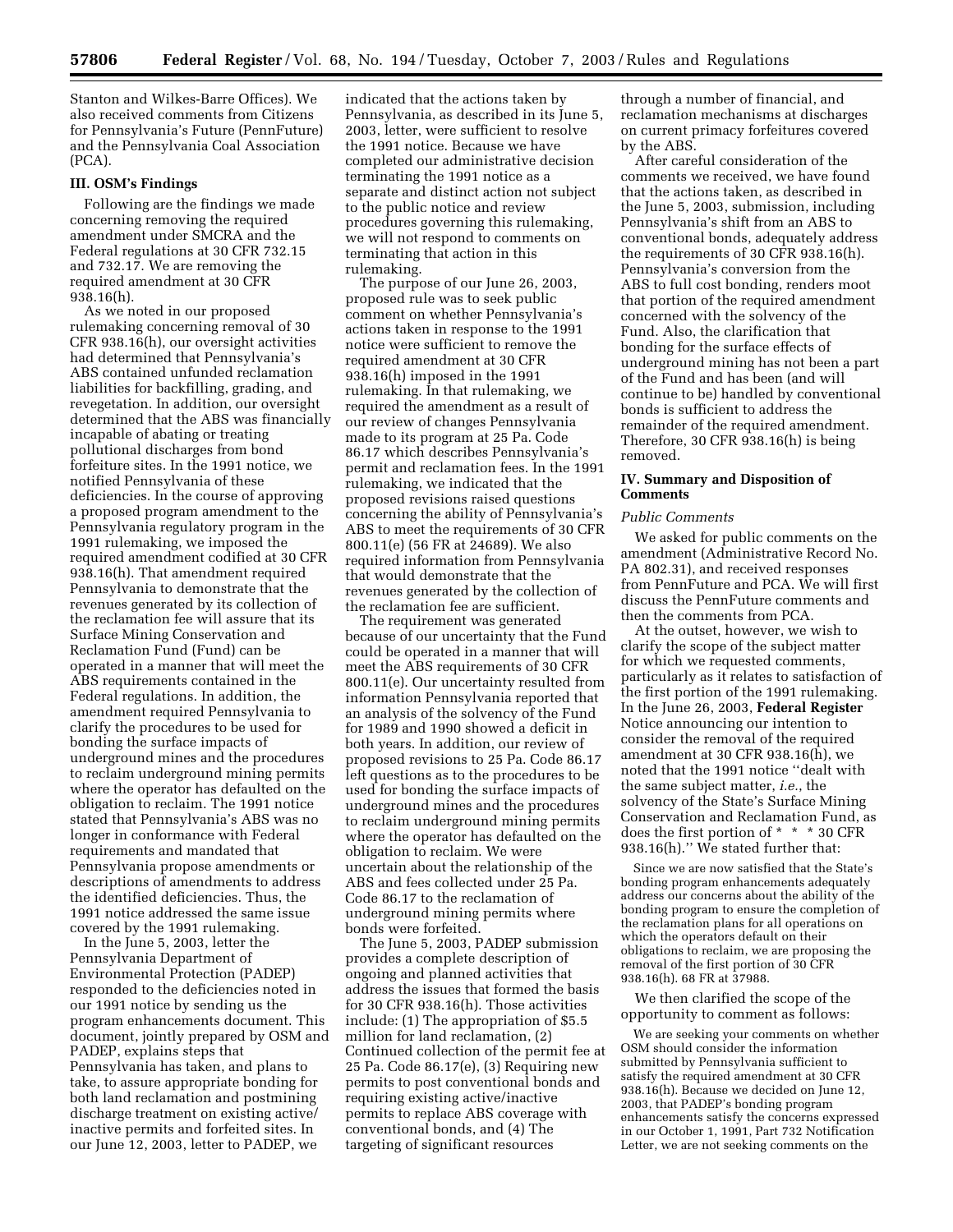Stanton and Wilkes-Barre Offices). We also received comments from Citizens for Pennsylvania's Future (PennFuture) and the Pennsylvania Coal Association (PCA).

## III. OSM's Findings

Following are the findings we made concerning removing the required amendment under SMCRA and the Federal regulations at 30 CFR 732.15 and 732.17. We are removing the required amendment at 30 CFR 938.16(h).

As we noted in our proposed rulemaking concerning removal of 30 CFR 938.16(h), our oversight activities had determined that Pennsylvania's ABS contained unfunded reclamation liabilities for backfilling, grading, and revegetation. In addition, our oversight determined that the ABS was financially incapable of abating or treating pollutional discharges from bond forfeiture sites. In the 1991 notice, we notified Pennsylvania of these deficiencies. In the course of approving a proposed program amendment to the Pennsylvania regulatory program in the 1991 rulemaking, we imposed the required amendment codified at 30 CFR 938.16(h). That amendment required Pennsylvania to demonstrate that the revenues generated by its collection of the reclamation fee will assure that its Surface Mining Conservation and Reclamation Fund (Fund) can be operated in a manner that will meet the ABS requirements contained in the Federal regulations. In addition, the amendment required Pennsylvania to clarify the procedures to be used for bonding the surface impacts of underground mines and the procedures to reclaim underground mining permits where the operator has defaulted on the obligation to reclaim. The 1991 notice stated that Pennsylvania's ABS was no longer in conformance with Federal requirements and mandated that Pennsylvania propose amendments or descriptions of amendments to address the identified deficiencies. Thus, the 1991 notice addressed the same issue covered by the 1991 rulemaking.

In the June 5, 2003, letter the Pennsylvania Department of Environmental Protection (PADEP) responded to the deficiencies noted in our 1991 notice by sending us the program enhancements document. This document, jointly prepared by OSM and PADEP, explains steps that Pennsylvania has taken, and plans to take, to assure appropriate bonding for both land reclamation and postmining discharge treatment on existing active/inactive permits and forfeited sites. In our June 12, 2003, letter to PADEP, we indicated that the actions taken by Pennsylvania, as described in its June 5, 2003, letter, were sufficient to resolve the 1991 notice. Because we have completed our administrative decision terminating the 1991 notice as a separate and distinct action not subject to the public notice and review procedures governing this rulemaking, we will not respond to comments on terminating that action in this rulemaking.

The purpose of our June 26, 2003, proposed rule was to seek public comment on whether Pennsylvania's actions taken in response to the 1991 notice were sufficient to remove the required amendment at 30 CFR 938.16(h) imposed in the 1991 rulemaking. In that rulemaking, we required the amendment as a result of our review of changes Pennsylvania made to its program at 25 Pa. Code 86.17 which describes Pennsylvania's permit and reclamation fees. In the 1991 rulemaking, we indicated that the proposed revisions raised questions concerning the ability of Pennsylvania's ABS to meet the requirements of 30 CFR 800.11(e) (56 FR at 24689). We also required information from Pennsylvania that would demonstrate that the revenues generated by the collection of the reclamation fee are sufficient.

The requirement was generated because of our uncertainty that the Fund could be operated in a manner that will meet the ABS requirements of 30 CFR 800.11(e). Our uncertainty resulted from information Pennsylvania reported that an analysis of the solvency of the Fund for 1989 and 1990 showed a deficit in both years. In addition, our review of proposed revisions to 25 Pa. Code 86.17 left questions as to the procedures to be used for bonding the surface impacts of underground mines and the procedures to reclaim underground mining permits where the operator has defaulted on the obligation to reclaim. We were uncertain about the relationship of the ABS and fees collected under 25 Pa. Code 86.17 to the reclamation of underground mining permits where bonds were forfeited.

The June 5, 2003, PADEP submission provides a complete description of ongoing and planned activities that address the issues that formed the basis for 30 CFR 938.16(h). Those activities include: (1) The appropriation of $5.5 million for land reclamation, (2) Continued collection of the permit fee at 25 Pa. Code 86.17(e), (3) Requiring new permits to post conventional bonds and requiring existing active/inactive permits to replace ABS coverage with conventional bonds, and (4) The targeting of significant resources through a number of financial, and reclamation mechanisms at discharges on current primacy forfeitures covered by the ABS.

After careful consideration of the comments we received, we have found that the actions taken, as described in the June 5, 2003, submission, including Pennsylvania's shift from an ABS to conventional bonds, adequately address the requirements of 30 CFR 938.16(h). Pennsylvania's conversion from the ABS to full cost bonding, renders moot that portion of the required amendment concerned with the solvency of the Fund. Also, the clarification that bonding for the surface effects of underground mining has not been a part of the Fund and has been (and will continue to be) handled by conventional bonds is sufficient to address the remainder of the required amendment. Therefore, 30 CFR 938.16(h) is being removed.

## IV. Summary and Disposition of Comments

### *Public Comments*

We asked for public comments on the amendment (Administrative Record No. PA 802.31), and received responses from PennFuture and PCA. We will first discuss the PennFuture comments and then the comments from PCA.

At the outset, however, we wish to clarify the scope of the subject matter for which we requested comments, particularly as it relates to satisfaction of the first portion of the 1991 rulemaking. In the June 26, 2003, **Federal Register** Notice announcing our intention to consider the removal of the required amendment at 30 CFR 938.16(h), we noted that the 1991 notice "dealt with the same subject matter, *i.e.*, the solvency of the State's Surface Mining Conservation and Reclamation Fund, as does the first portion of * * * 30 CFR 938.16(h)." We stated further that:

> Since we are now satisfied that the State's bonding program enhancements adequately address our concerns about the ability of the bonding program to ensure the completion of the reclamation plans for all operations on which the operators default on their obligations to reclaim, we are proposing the removal of the first portion of 30 CFR 938.16(h). 68 FR at 37988.

We then clarified the scope of the opportunity to comment as follows:

> We are seeking your comments on whether OSM should consider the information submitted by Pennsylvania sufficient to satisfy the required amendment at 30 CFR 938.16(h). Because we decided on June 12, 2003, that PADEP's bonding program enhancements satisfy the concerns expressed in our October 1, 1991, Part 732 Notification Letter, we are not seeking comments on the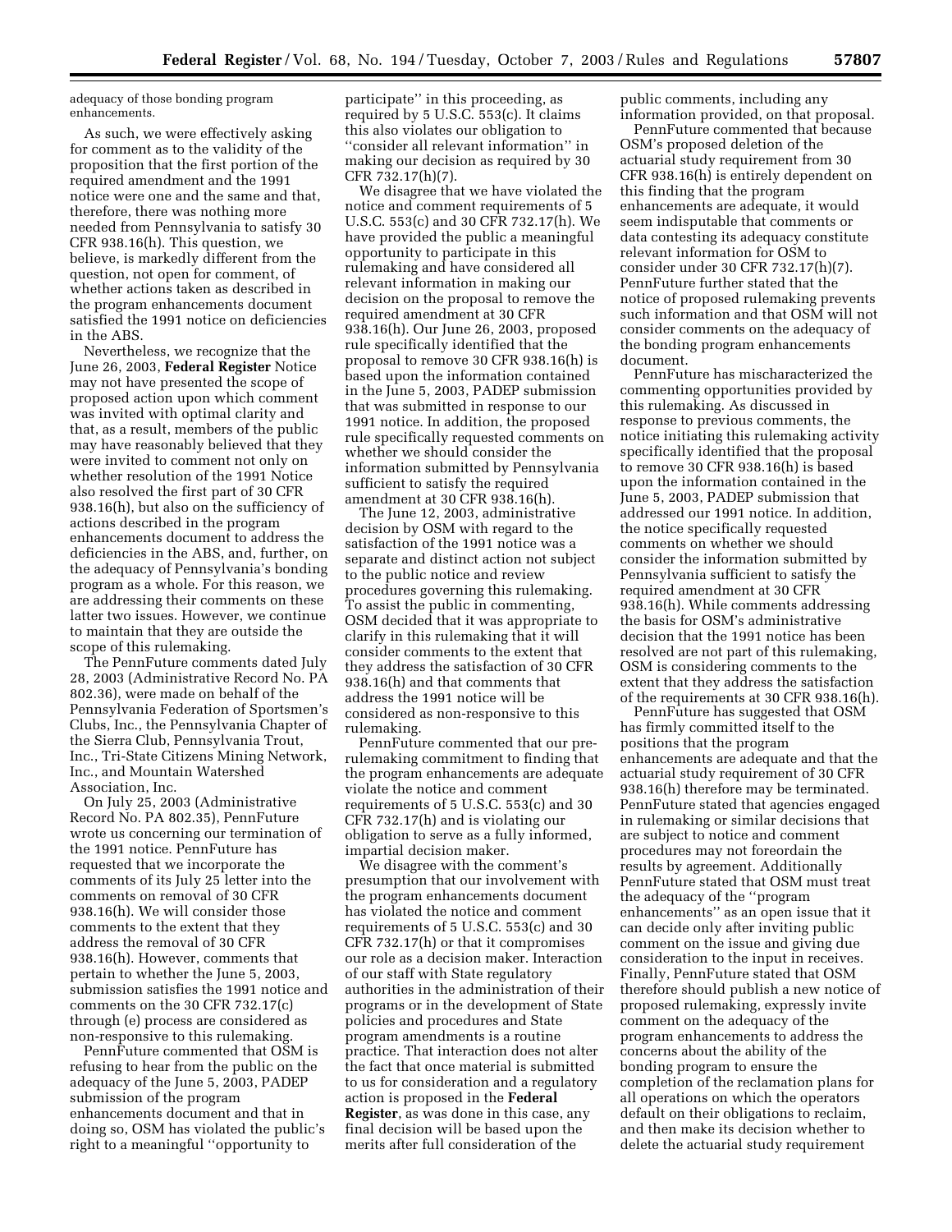adequacy of those bonding program enhancements.

As such, we were effectively asking for comment as to the validity of the proposition that the first portion of the required amendment and the 1991 notice were one and the same and that, therefore, there was nothing more needed from Pennsylvania to satisfy 30 CFR 938.16(h). This question, we believe, is markedly different from the question, not open for comment, of whether actions taken as described in the program enhancements document satisfied the 1991 notice on deficiencies in the ABS.

Nevertheless, we recognize that the June 26, 2003, **Federal Register** Notice may not have presented the scope of proposed action upon which comment was invited with optimal clarity and that, as a result, members of the public may have reasonably believed that they were invited to comment not only on whether resolution of the 1991 Notice also resolved the first part of 30 CFR 938.16(h), but also on the sufficiency of actions described in the program enhancements document to address the deficiencies in the ABS, and, further, on the adequacy of Pennsylvania's bonding program as a whole. For this reason, we are addressing their comments on these latter two issues. However, we continue to maintain that they are outside the scope of this rulemaking.

The PennFuture comments dated July 28, 2003 (Administrative Record No. PA 802.36), were made on behalf of the Pennsylvania Federation of Sportsmen's Clubs, Inc., the Pennsylvania Chapter of the Sierra Club, Pennsylvania Trout, Inc., Tri-State Citizens Mining Network, Inc., and Mountain Watershed Association, Inc.

On July 25, 2003 (Administrative Record No. PA 802.35), PennFuture wrote us concerning our termination of the 1991 notice. PennFuture has requested that we incorporate the comments of its July 25 letter into the comments on removal of 30 CFR 938.16(h). We will consider those comments to the extent that they address the removal of 30 CFR 938.16(h). However, comments that pertain to whether the June 5, 2003, submission satisfies the 1991 notice and comments on the 30 CFR 732.17(c) through (e) process are considered as non-responsive to this rulemaking.

PennFuture commented that OSM is refusing to hear from the public on the adequacy of the June 5, 2003, PADEP submission of the program enhancements document and that in doing so, OSM has violated the public's right to a meaningful "opportunity to participate" in this proceeding, as required by 5 U.S.C. 553(c). It claims this also violates our obligation to "consider all relevant information" in making our decision as required by 30 CFR 732.17(h)(7).

We disagree that we have violated the notice and comment requirements of 5 U.S.C. 553(c) and 30 CFR 732.17(h). We have provided the public a meaningful opportunity to participate in this rulemaking and have considered all relevant information in making our decision on the proposal to remove the required amendment at 30 CFR 938.16(h). Our June 26, 2003, proposed rule specifically identified that the proposal to remove 30 CFR 938.16(h) is based upon the information contained in the June 5, 2003, PADEP submission that was submitted in response to our 1991 notice. In addition, the proposed rule specifically requested comments on whether we should consider the information submitted by Pennsylvania sufficient to satisfy the required amendment at 30 CFR 938.16(h).

The June 12, 2003, administrative decision by OSM with regard to the satisfaction of the 1991 notice was a separate and distinct action not subject to the public notice and review procedures governing this rulemaking. To assist the public in commenting, OSM decided that it was appropriate to clarify in this rulemaking that it will consider comments to the extent that they address the satisfaction of 30 CFR 938.16(h) and that comments that address the 1991 notice will be considered as non-responsive to this rulemaking.

PennFuture commented that our pre-rulemaking commitment to finding that the program enhancements are adequate violate the notice and comment requirements of 5 U.S.C. 553(c) and 30 CFR 732.17(h) and is violating our obligation to serve as a fully informed, impartial decision maker.

We disagree with the comment's presumption that our involvement with the program enhancements document has violated the notice and comment requirements of 5 U.S.C. 553(c) and 30 CFR 732.17(h) or that it compromises our role as a decision maker. Interaction of our staff with State regulatory authorities in the administration of their programs or in the development of State policies and procedures and State program amendments is a routine practice. That interaction does not alter the fact that once material is submitted to us for consideration and a regulatory action is proposed in the **Federal Register**, as was done in this case, any final decision will be based upon the merits after full consideration of the public comments, including any information provided, on that proposal.

PennFuture commented that because OSM's proposed deletion of the actuarial study requirement from 30 CFR 938.16(h) is entirely dependent on this finding that the program enhancements are adequate, it would seem indisputable that comments or data contesting its adequacy constitute relevant information for OSM to consider under 30 CFR 732.17(h)(7). PennFuture further stated that the notice of proposed rulemaking prevents such information and that OSM will not consider comments on the adequacy of the bonding program enhancements document.

PennFuture has mischaracterized the commenting opportunities provided by this rulemaking. As discussed in response to previous comments, the notice initiating this rulemaking activity specifically identified that the proposal to remove 30 CFR 938.16(h) is based upon the information contained in the June 5, 2003, PADEP submission that addressed our 1991 notice. In addition, the notice specifically requested comments on whether we should consider the information submitted by Pennsylvania sufficient to satisfy the required amendment at 30 CFR 938.16(h). While comments addressing the basis for OSM's administrative decision that the 1991 notice has been resolved are not part of this rulemaking, OSM is considering comments to the extent that they address the satisfaction of the requirements at 30 CFR 938.16(h).

PennFuture has suggested that OSM has firmly committed itself to the positions that the program enhancements are adequate and that the actuarial study requirement of 30 CFR 938.16(h) therefore may be terminated. PennFuture stated that agencies engaged in rulemaking or similar decisions that are subject to notice and comment procedures may not foreordain the results by agreement. Additionally PennFuture stated that OSM must treat the adequacy of the "program enhancements" as an open issue that it can decide only after inviting public comment on the issue and giving due consideration to the input in receives. Finally, PennFuture stated that OSM therefore should publish a new notice of proposed rulemaking, expressly invite comment on the adequacy of the program enhancements to address the concerns about the ability of the bonding program to ensure the completion of the reclamation plans for all operations on which the operators default on their obligations to reclaim, and then make its decision whether to delete the actuarial study requirement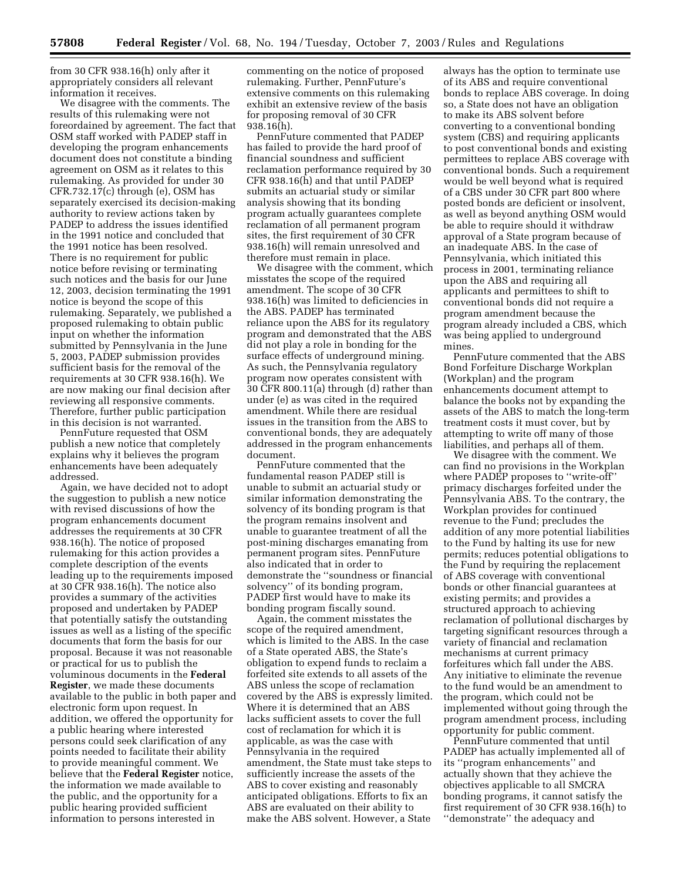from 30 CFR 938.16(h) only after it appropriately considers all relevant information it receives.

We disagree with the comments. The results of this rulemaking were not foreordained by agreement. The fact that OSM staff worked with PADEP staff in developing the program enhancements document does not constitute a binding agreement on OSM as it relates to this rulemaking. As provided for under 30 CFR.732.17(c) through (e), OSM has separately exercised its decision-making authority to review actions taken by PADEP to address the issues identified in the 1991 notice and concluded that the 1991 notice has been resolved. There is no requirement for public notice before revising or terminating such notices and the basis for our June 12, 2003, decision terminating the 1991 notice is beyond the scope of this rulemaking. Separately, we published a proposed rulemaking to obtain public input on whether the information submitted by Pennsylvania in the June 5, 2003, PADEP submission provides sufficient basis for the removal of the requirements at 30 CFR 938.16(h). We are now making our final decision after reviewing all responsive comments. Therefore, further public participation in this decision is not warranted.

PennFuture requested that OSM publish a new notice that completely explains why it believes the program enhancements have been adequately addressed.

Again, we have decided not to adopt the suggestion to publish a new notice with revised discussions of how the program enhancements document addresses the requirements at 30 CFR 938.16(h). The notice of proposed rulemaking for this action provides a complete description of the events leading up to the requirements imposed at 30 CFR 938.16(h). The notice also provides a summary of the activities proposed and undertaken by PADEP that potentially satisfy the outstanding issues as well as a listing of the specific documents that form the basis for our proposal. Because it was not reasonable or practical for us to publish the voluminous documents in the **Federal Register**, we made these documents available to the public in both paper and electronic form upon request. In addition, we offered the opportunity for a public hearing where interested persons could seek clarification of any points needed to facilitate their ability to provide meaningful comment. We believe that the **Federal Register** notice, the information we made available to the public, and the opportunity for a public hearing provided sufficient information to persons interested in commenting on the notice of proposed rulemaking. Further, PennFuture's extensive comments on this rulemaking exhibit an extensive review of the basis for proposing removal of 30 CFR 938.16(h).

PennFuture commented that PADEP has failed to provide the hard proof of financial soundness and sufficient reclamation performance required by 30 CFR 938.16(h) and that until PADEP submits an actuarial study or similar analysis showing that its bonding program actually guarantees complete reclamation of all permanent program sites, the first requirement of 30 CFR 938.16(h) will remain unresolved and therefore must remain in place.

We disagree with the comment, which misstates the scope of the required amendment. The scope of 30 CFR 938.16(h) was limited to deficiencies in the ABS. PADEP has terminated reliance upon the ABS for its regulatory program and demonstrated that the ABS did not play a role in bonding for the surface effects of underground mining. As such, the Pennsylvania regulatory program now operates consistent with 30 CFR 800.11(a) through (d) rather than under (e) as was cited in the required amendment. While there are residual issues in the transition from the ABS to conventional bonds, they are adequately addressed in the program enhancements document.

PennFuture commented that the fundamental reason PADEP still is unable to submit an actuarial study or similar information demonstrating the solvency of its bonding program is that the program remains insolvent and unable to guarantee treatment of all the post-mining discharges emanating from permanent program sites. PennFuture also indicated that in order to demonstrate the "soundness or financial solvency" of its bonding program, PADEP first would have to make its bonding program fiscally sound.

Again, the comment misstates the scope of the required amendment, which is limited to the ABS. In the case of a State operated ABS, the State's obligation to expend funds to reclaim a forfeited site extends to all assets of the ABS unless the scope of reclamation covered by the ABS is expressly limited. Where it is determined that an ABS lacks sufficient assets to cover the full cost of reclamation for which it is applicable, as was the case with Pennsylvania in the required amendment, the State must take steps to sufficiently increase the assets of the ABS to cover existing and reasonably anticipated obligations. Efforts to fix an ABS are evaluated on their ability to make the ABS solvent. However, a State always has the option to terminate use of its ABS and require conventional bonds to replace ABS coverage. In doing so, a State does not have an obligation to make its ABS solvent before converting to a conventional bonding system (CBS) and requiring applicants to post conventional bonds and existing permittees to replace ABS coverage with conventional bonds. Such a requirement would be well beyond what is required of a CBS under 30 CFR part 800 where posted bonds are deficient or insolvent, as well as beyond anything OSM would be able to require should it withdraw approval of a State program because of an inadequate ABS. In the case of Pennsylvania, which initiated this process in 2001, terminating reliance upon the ABS and requiring all applicants and permittees to shift to conventional bonds did not require a program amendment because the program already included a CBS, which was being applied to underground mines.

PennFuture commented that the ABS Bond Forfeiture Discharge Workplan (Workplan) and the program enhancements document attempt to balance the books not by expanding the assets of the ABS to match the long-term treatment costs it must cover, but by attempting to write off many of those liabilities, and perhaps all of them.

We disagree with the comment. We can find no provisions in the Workplan where PADEP proposes to "write-off" primacy discharges forfeited under the Pennsylvania ABS. To the contrary, the Workplan provides for continued revenue to the Fund; precludes the addition of any more potential liabilities to the Fund by halting its use for new permits; reduces potential obligations to the Fund by requiring the replacement of ABS coverage with conventional bonds or other financial guarantees at existing permits; and provides a structured approach to achieving reclamation of pollutional discharges by targeting significant resources through a variety of financial and reclamation mechanisms at current primacy forfeitures which fall under the ABS. Any initiative to eliminate the revenue to the fund would be an amendment to the program, which could not be implemented without going through the program amendment process, including opportunity for public comment.

PennFuture commented that until PADEP has actually implemented all of its "program enhancements" and actually shown that they achieve the objectives applicable to all SMCRA bonding programs, it cannot satisfy the first requirement of 30 CFR 938.16(h) to "demonstrate" the adequacy and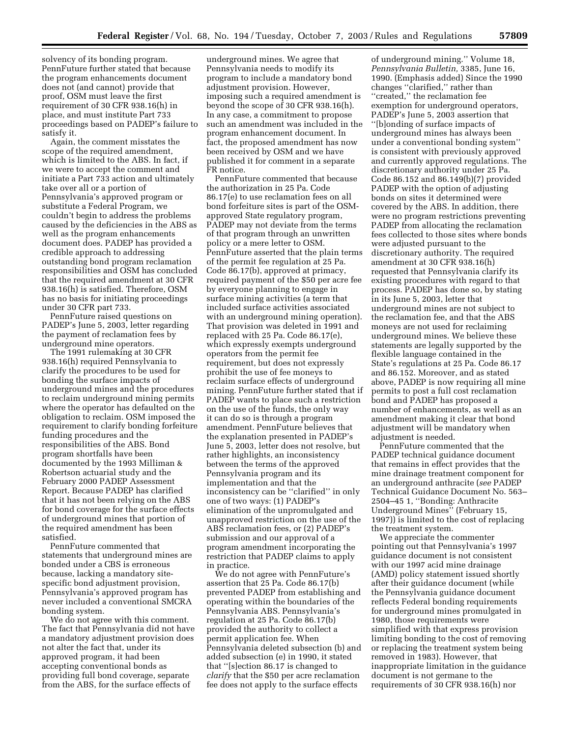solvency of its bonding program. PennFuture further stated that because the program enhancements document does not (and cannot) provide that proof, OSM must leave the first requirement of 30 CFR 938.16(h) in place, and must institute Part 733 proceedings based on PADEP's failure to satisfy it.

Again, the comment misstates the scope of the required amendment, which is limited to the ABS. In fact, if we were to accept the comment and initiate a Part 733 action and ultimately take over all or a portion of Pennsylvania's approved program or substitute a Federal Program, we couldn't begin to address the problems caused by the deficiencies in the ABS as well as the program enhancements document does. PADEP has provided a credible approach to addressing outstanding bond program reclamation responsibilities and OSM has concluded that the required amendment at 30 CFR 938.16(h) is satisfied. Therefore, OSM has no basis for initiating proceedings under 30 CFR part 733.

PennFuture raised questions on PADEP's June 5, 2003, letter regarding the payment of reclamation fees by underground mine operators.

The 1991 rulemaking at 30 CFR 938.16(h) required Pennsylvania to clarify the procedures to be used for bonding the surface impacts of underground mines and the procedures to reclaim underground mining permits where the operator has defaulted on the obligation to reclaim. OSM imposed the requirement to clarify bonding forfeiture funding procedures and the responsibilities of the ABS. Bond program shortfalls have been documented by the 1993 Milliman & Robertson actuarial study and the February 2000 PADEP Assessment Report. Because PADEP has clarified that it has not been relying on the ABS for bond coverage for the surface effects of underground mines that portion of the required amendment has been satisfied.

PennFuture commented that statements that underground mines are bonded under a CBS is erroneous because, lacking a mandatory site-specific bond adjustment provision, Pennsylvania's approved program has never included a conventional SMCRA bonding system.

We do not agree with this comment. The fact that Pennsylvania did not have a mandatory adjustment provision does not alter the fact that, under its approved program, it had been accepting conventional bonds as providing full bond coverage, separate from the ABS, for the surface effects of underground mines. We agree that Pennsylvania needs to modify its program to include a mandatory bond adjustment provision. However, imposing such a required amendment is beyond the scope of 30 CFR 938.16(h). In any case, a commitment to propose such an amendment was included in the program enhancement document. In fact, the proposed amendment has now been received by OSM and we have published it for comment in a separate FR notice.

PennFuture commented that because the authorization in 25 Pa. Code 86.17(e) to use reclamation fees on all bond forfeiture sites is part of the OSM-approved State regulatory program, PADEP may not deviate from the terms of that program through an unwritten policy or a mere letter to OSM. PennFuture asserted that the plain terms of the permit fee regulation at 25 Pa. Code 86.17(b), approved at primacy, required payment of the $50 per acre fee by everyone planning to engage in surface mining activities (a term that included surface activities associated with an underground mining operation). That provision was deleted in 1991 and replaced with 25 Pa. Code 86.17(e), which expressly exempts underground operators from the permit fee requirement, but does not expressly prohibit the use of fee moneys to reclaim surface effects of underground mining. PennFuture further stated that if PADEP wants to place such a restriction on the use of the funds, the only way it can do so is through a program amendment. PennFuture believes that the explanation presented in PADEP's June 5, 2003, letter does not resolve, but rather highlights, an inconsistency between the terms of the approved Pennsylvania program and its implementation and that the inconsistency can be ''clarified'' in only one of two ways: (1) PADEP's elimination of the unpromulgated and unapproved restriction on the use of the ABS reclamation fees, or (2) PADEP's submission and our approval of a program amendment incorporating the restriction that PADEP claims to apply in practice.

We do not agree with PennFuture's assertion that 25 Pa. Code 86.17(b) prevented PADEP from establishing and operating within the boundaries of the Pennsylvania ABS. Pennsylvania's regulation at 25 Pa. Code 86.17(b) provided the authority to collect a permit application fee. When Pennsylvania deleted subsection (b) and added subsection (e) in 1990, it stated that ''[s]ection 86.17 is changed to *clarify* that the $50 per acre reclamation fee does not apply to the surface effects of underground mining.'' Volume 18, *Pennsylvania Bulletin,* 3385, June 16, 1990. (Emphasis added) Since the 1990 changes ''clarified,'' rather than ''created,'' the reclamation fee exemption for underground operators, PADEP's June 5, 2003 assertion that ''[b]onding of surface impacts of underground mines has always been under a conventional bonding system'' is consistent with previously approved and currently approved regulations. The discretionary authority under 25 Pa. Code 86.152 and 86.149(b)(7) provided PADEP with the option of adjusting bonds on sites it determined were covered by the ABS. In addition, there were no program restrictions preventing PADEP from allocating the reclamation fees collected to those sites where bonds were adjusted pursuant to the discretionary authority. The required amendment at 30 CFR 938.16(h) requested that Pennsylvania clarify its existing procedures with regard to that process. PADEP has done so, by stating in its June 5, 2003, letter that underground mines are not subject to the reclamation fee, and that the ABS moneys are not used for reclaiming underground mines. We believe these statements are legally supported by the flexible language contained in the State's regulations at 25 Pa. Code 86.17 and 86.152. Moreover, and as stated above, PADEP is now requiring all mine permits to post a full cost reclamation bond and PADEP has proposed a number of enhancements, as well as an amendment making it clear that bond adjustment will be mandatory when adjustment is needed.

PennFuture commented that the PADEP technical guidance document that remains in effect provides that the mine drainage treatment component for an underground anthracite (*see* PADEP Technical Guidance Document No. 563–2504–45 1, ''Bonding: Anthracite Underground Mines'' (February 15, 1997)) is limited to the cost of replacing the treatment system.

We appreciate the commenter pointing out that Pennsylvania's 1997 guidance document is not consistent with our 1997 acid mine drainage (AMD) policy statement issued shortly after their guidance document (while the Pennsylvania guidance document reflects Federal bonding requirements for underground mines promulgated in 1980, those requirements were simplified with that express provision limiting bonding to the cost of removing or replacing the treatment system being removed in 1983). However, that inappropriate limitation in the guidance document is not germane to the requirements of 30 CFR 938.16(h) nor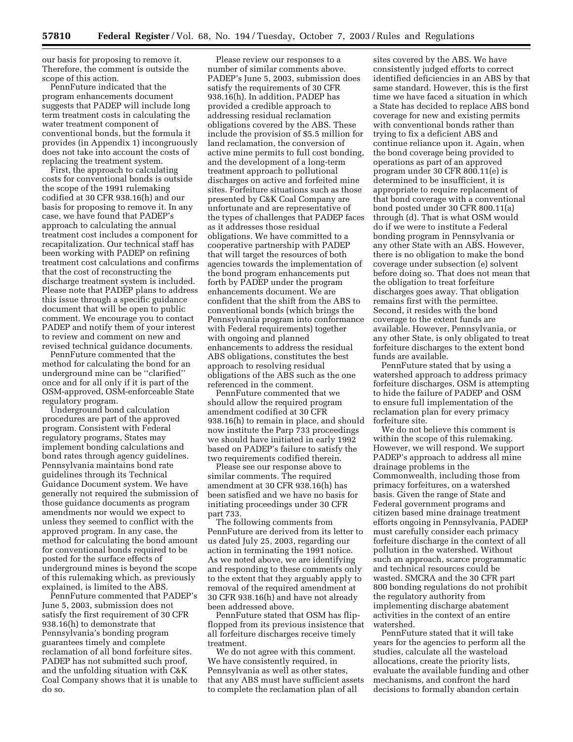our basis for proposing to remove it. Therefore, the comment is outside the scope of this action.

PennFuture indicated that the program enhancements document suggests that PADEP will include long term treatment costs in calculating the water treatment component of conventional bonds, but the formula it provides (in Appendix 1) incongruously does not take into account the costs of replacing the treatment system.

First, the approach to calculating costs for conventional bonds is outside the scope of the 1991 rulemaking codified at 30 CFR 938.16(h) and our basis for proposing to remove it. In any case, we have found that PADEP's approach to calculating the annual treatment cost includes a component for recapitalization. Our technical staff has been working with PADEP on refining treatment cost calculations and confirms that the cost of reconstructing the discharge treatment system is included. Please note that PADEP plans to address this issue through a specific guidance document that will be open to public comment. We encourage you to contact PADEP and notify them of your interest to review and comment on new and revised technical guidance documents.

PennFuture commented that the method for calculating the bond for an underground mine can be ''clarified'' once and for all only if it is part of the OSM-approved, OSM-enforceable State regulatory program.

Underground bond calculation procedures are part of the approved program. Consistent with Federal regulatory programs, States may implement bonding calculations and bond rates through agency guidelines. Pennsylvania maintains bond rate guidelines through its Technical Guidance Document system. We have generally not required the submission of those guidance documents as program amendments nor would we expect to unless they seemed to conflict with the approved program. In any case, the method for calculating the bond amount for conventional bonds required to be posted for the surface effects of underground mines is beyond the scope of this rulemaking which, as previously explained, is limited to the ABS.

PennFuture commented that PADEP's June 5, 2003, submission does not satisfy the first requirement of 30 CFR 938.16(h) to demonstrate that Pennsylvania's bonding program guarantees timely and complete reclamation of all bond forfeiture sites. PADEP has not submitted such proof, and the unfolding situation with C&K Coal Company shows that it is unable to do so.

Please review our responses to a number of similar comments above. PADEP's June 5, 2003, submission does satisfy the requirements of 30 CFR 938.16(h). In addition, PADEP has provided a credible approach to addressing residual reclamation obligations covered by the ABS. These include the provision of $5.5 million for land reclamation, the conversion of active mine permits to full cost bonding, and the development of a long-term treatment approach to pollutional discharges on active and forfeited mine sites. Forfeiture situations such as those presented by C&K Coal Company are unfortunate and are representative of the types of challenges that PADEP faces as it addresses those residual obligations. We have committed to a cooperative partnership with PADEP that will target the resources of both agencies towards the implementation of the bond program enhancements put forth by PADEP under the program enhancements document. We are confident that the shift from the ABS to conventional bonds (which brings the Pennsylvania program into conformance with Federal requirements) together with ongoing and planned enhancements to address the residual ABS obligations, constitutes the best approach to resolving residual obligations of the ABS such as the one referenced in the comment.

PennFuture commented that we should allow the required program amendment codified at 30 CFR 938.16(h) to remain in place, and should now institute the Parp 733 proceedings we should have initiated in early 1992 based on PADEP's failure to satisfy the two requirements codified therein.

Please see our response above to similar comments. The required amendment at 30 CFR 938.16(h) has been satisfied and we have no basis for initiating proceedings under 30 CFR part 733.

The following comments from PennFuture are derived from their letter to us dated July 25, 2003, regarding our action in terminating the 1991 notice. As we noted above, we are identifying and responding to these comments only to the extent that they arguably apply to removal of the required amendment at 30 CFR 938.16(h) and have not already been addressed above.

PennFuture stated that OSM has flip-flopped from its previous insistence that all forfeiture discharges receive timely treatment.

We do not agree with this comment. We have consistently required, in Pennsylvania as well as other states, that any ABS must have sufficient assets to complete the reclamation plan of all sites covered by the ABS. We have consistently judged efforts to correct identified deficiencies in an ABS by that same standard. However, this is the first time we have faced a situation in which a State has decided to replace ABS bond coverage for new and existing permits with conventional bonds rather than trying to fix a deficient ABS and continue reliance upon it. Again, when the bond coverage being provided to operations as part of an approved program under 30 CFR 800.11(e) is determined to be insufficient, it is appropriate to require replacement of that bond coverage with a conventional bond posted under 30 CFR 800.11(a) through (d). That is what OSM would do if we were to institute a Federal bonding program in Pennsylvania or any other State with an ABS. However, there is no obligation to make the bond coverage under subsection (e) solvent before doing so. That does not mean that the obligation to treat forfeiture discharges goes away. That obligation remains first with the permittee. Second, it resides with the bond coverage to the extent funds are available. However, Pennsylvania, or any other State, is only obligated to treat forfeiture discharges to the extent bond funds are available.

PennFuture stated that by using a watershed approach to address primacy forfeiture discharges, OSM is attempting to hide the failure of PADEP and OSM to ensure full implementation of the reclamation plan for every primacy forfeiture site.

We do not believe this comment is within the scope of this rulemaking. However, we will respond. We support PADEP's approach to address all mine drainage problems in the Commonwealth, including those from primacy forfeitures, on a watershed basis. Given the range of State and Federal government programs and citizen based mine drainage treatment efforts ongoing in Pennsylvania, PADEP must carefully consider each primacy forfeiture discharge in the context of all pollution in the watershed. Without such an approach, scarce programmatic and technical resources could be wasted. SMCRA and the 30 CFR part 800 bonding regulations do not prohibit the regulatory authority from implementing discharge abatement activities in the context of an entire watershed.

PennFuture stated that it will take years for the agencies to perform all the studies, calculate all the wasteload allocations, create the priority lists, evaluate the available funding and other mechanisms, and confront the hard decisions to formally abandon certain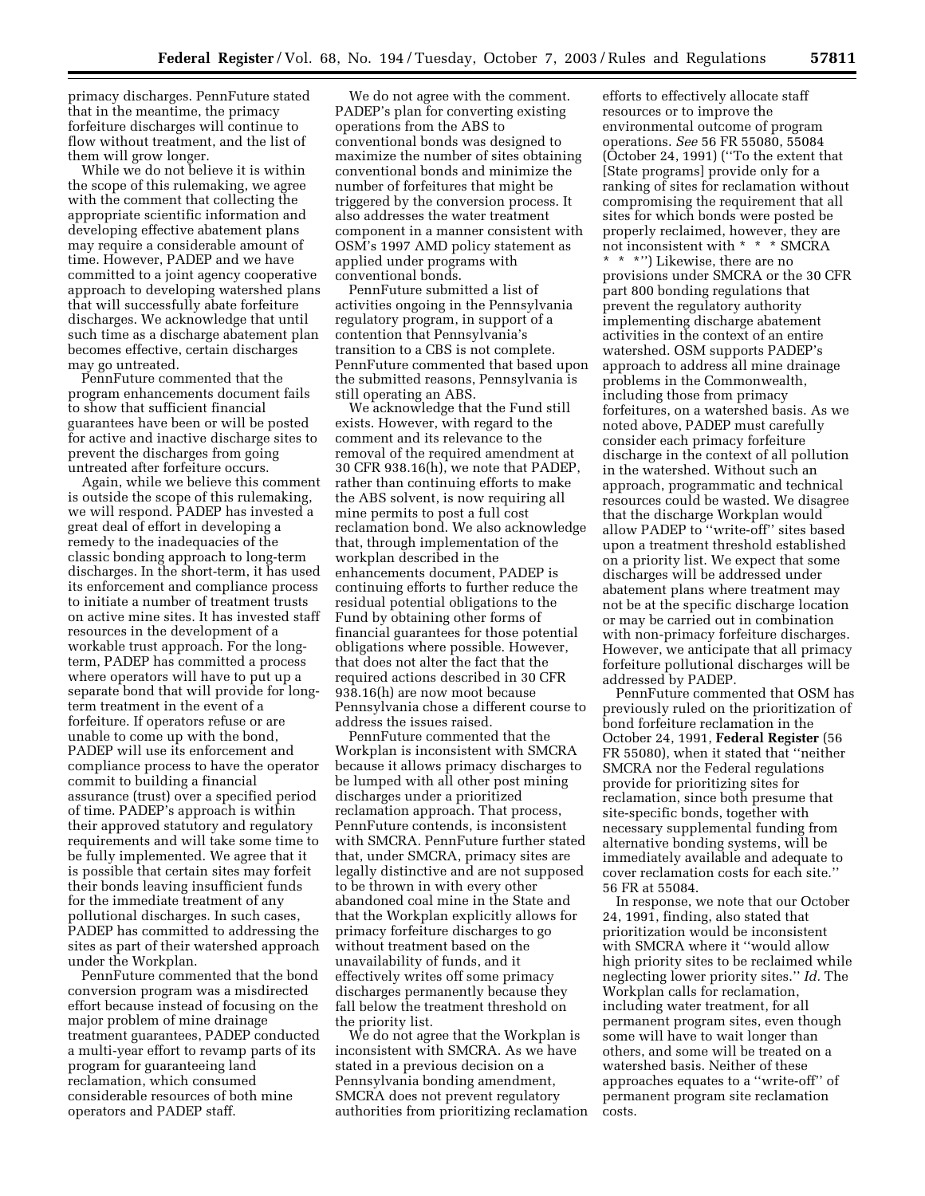primacy discharges. PennFuture stated that in the meantime, the primacy forfeiture discharges will continue to flow without treatment, and the list of them will grow longer.

While we do not believe it is within the scope of this rulemaking, we agree with the comment that collecting the appropriate scientific information and developing effective abatement plans may require a considerable amount of time. However, PADEP and we have committed to a joint agency cooperative approach to developing watershed plans that will successfully abate forfeiture discharges. We acknowledge that until such time as a discharge abatement plan becomes effective, certain discharges may go untreated.

PennFuture commented that the program enhancements document fails to show that sufficient financial guarantees have been or will be posted for active and inactive discharge sites to prevent the discharges from going untreated after forfeiture occurs.

Again, while we believe this comment is outside the scope of this rulemaking, we will respond. PADEP has invested a great deal of effort in developing a remedy to the inadequacies of the classic bonding approach to long-term discharges. In the short-term, it has used its enforcement and compliance process to initiate a number of treatment trusts on active mine sites. It has invested staff resources in the development of a workable trust approach. For the long-term, PADEP has committed a process where operators will have to put up a separate bond that will provide for long-term treatment in the event of a forfeiture. If operators refuse or are unable to come up with the bond, PADEP will use its enforcement and compliance process to have the operator commit to building a financial assurance (trust) over a specified period of time. PADEP's approach is within their approved statutory and regulatory requirements and will take some time to be fully implemented. We agree that it is possible that certain sites may forfeit their bonds leaving insufficient funds for the immediate treatment of any pollutional discharges. In such cases, PADEP has committed to addressing the sites as part of their watershed approach under the Workplan.

PennFuture commented that the bond conversion program was a misdirected effort because instead of focusing on the major problem of mine drainage treatment guarantees, PADEP conducted a multi-year effort to revamp parts of its program for guaranteeing land reclamation, which consumed considerable resources of both mine operators and PADEP staff.

We do not agree with the comment. PADEP's plan for converting existing operations from the ABS to conventional bonds was designed to maximize the number of sites obtaining conventional bonds and minimize the number of forfeitures that might be triggered by the conversion process. It also addresses the water treatment component in a manner consistent with OSM's 1997 AMD policy statement as applied under programs with conventional bonds.

PennFuture submitted a list of activities ongoing in the Pennsylvania regulatory program, in support of a contention that Pennsylvania's transition to a CBS is not complete. PennFuture commented that based upon the submitted reasons, Pennsylvania is still operating an ABS.

We acknowledge that the Fund still exists. However, with regard to the comment and its relevance to the removal of the required amendment at 30 CFR 938.16(h), we note that PADEP, rather than continuing efforts to make the ABS solvent, is now requiring all mine permits to post a full cost reclamation bond. We also acknowledge that, through implementation of the workplan described in the enhancements document, PADEP is continuing efforts to further reduce the residual potential obligations to the Fund by obtaining other forms of financial guarantees for those potential obligations where possible. However, that does not alter the fact that the required actions described in 30 CFR 938.16(h) are now moot because Pennsylvania chose a different course to address the issues raised.

PennFuture commented that the Workplan is inconsistent with SMCRA because it allows primacy discharges to be lumped with all other post mining discharges under a prioritized reclamation approach. That process, PennFuture contends, is inconsistent with SMCRA. PennFuture further stated that, under SMCRA, primacy sites are legally distinctive and are not supposed to be thrown in with every other abandoned coal mine in the State and that the Workplan explicitly allows for primacy forfeiture discharges to go without treatment based on the unavailability of funds, and it effectively writes off some primacy discharges permanently because they fall below the treatment threshold on the priority list.

We do not agree that the Workplan is inconsistent with SMCRA. As we have stated in a previous decision on a Pennsylvania bonding amendment, SMCRA does not prevent regulatory authorities from prioritizing reclamation efforts to effectively allocate staff resources or to improve the environmental outcome of program operations. *See* 56 FR 55080, 55084 (October 24, 1991) (''To the extent that [State programs] provide only for a ranking of sites for reclamation without compromising the requirement that all sites for which bonds were posted be properly reclaimed, however, they are not inconsistent with * * * SMCRA * * * '') Likewise, there are no provisions under SMCRA or the 30 CFR part 800 bonding regulations that prevent the regulatory authority implementing discharge abatement activities in the context of an entire watershed. OSM supports PADEP's approach to address all mine drainage problems in the Commonwealth, including those from primacy forfeitures, on a watershed basis. As we noted above, PADEP must carefully consider each primacy forfeiture discharge in the context of all pollution in the watershed. Without such an approach, programmatic and technical resources could be wasted. We disagree that the discharge Workplan would allow PADEP to ''write-off'' sites based upon a treatment threshold established on a priority list. We expect that some discharges will be addressed under abatement plans where treatment may not be at the specific discharge location or may be carried out in combination with non-primacy forfeiture discharges. However, we anticipate that all primacy forfeiture pollutional discharges will be addressed by PADEP.

PennFuture commented that OSM has previously ruled on the prioritization of bond forfeiture reclamation in the October 24, 1991, **Federal Register** (56 FR 55080), when it stated that ''neither SMCRA nor the Federal regulations provide for prioritizing sites for reclamation, since both presume that site-specific bonds, together with necessary supplemental funding from alternative bonding systems, will be immediately available and adequate to cover reclamation costs for each site.'' 56 FR at 55084.

In response, we note that our October 24, 1991, finding, also stated that prioritization would be inconsistent with SMCRA where it ''would allow high priority sites to be reclaimed while neglecting lower priority sites.'' *Id.* The Workplan calls for reclamation, including water treatment, for all permanent program sites, even though some will have to wait longer than others, and some will be treated on a watershed basis. Neither of these approaches equates to a ''write-off'' of permanent program site reclamation costs.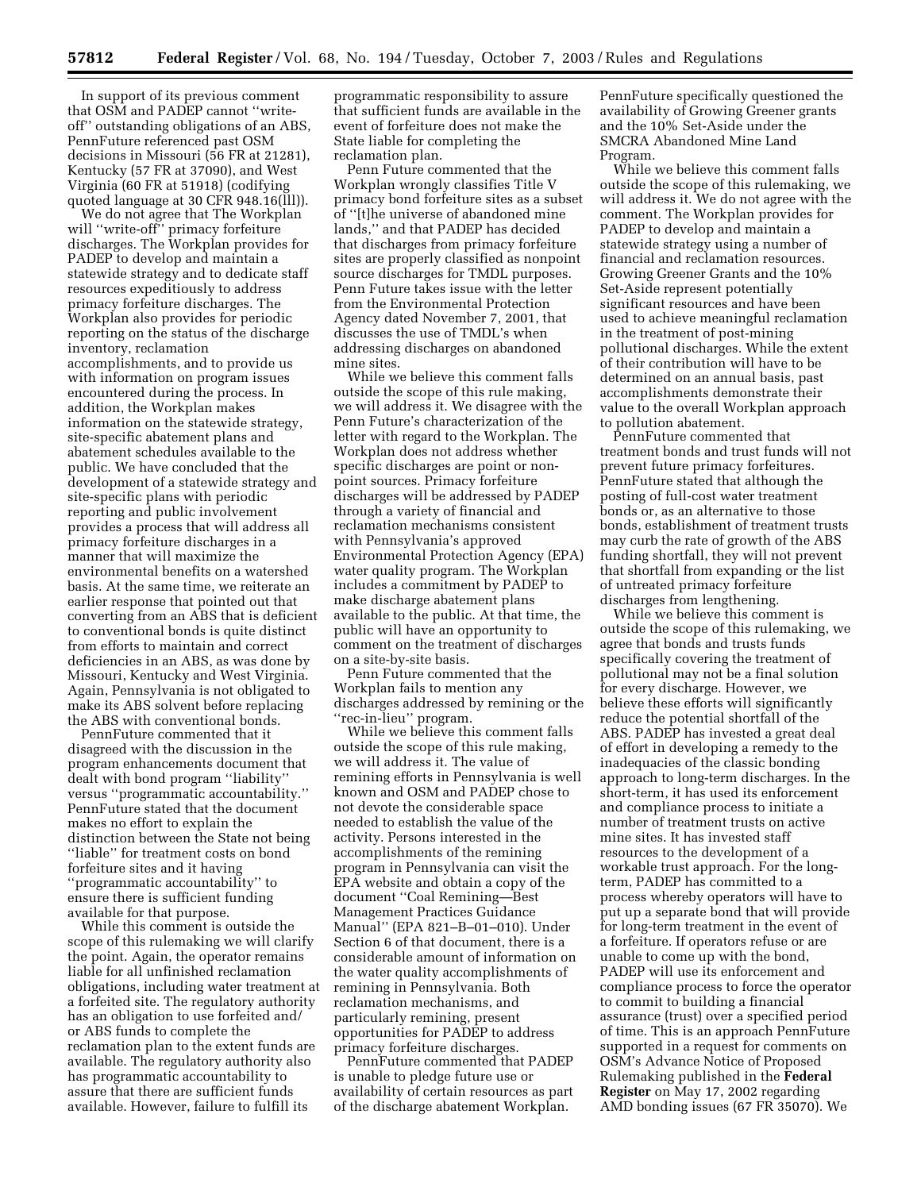In support of its previous comment that OSM and PADEP cannot ''write-off'' outstanding obligations of an ABS, PennFuture referenced past OSM decisions in Missouri (56 FR at 21281), Kentucky (57 FR at 37090), and West Virginia (60 FR at 51918) (codifying quoted language at 30 CFR 948.16(lll)).

We do not agree that The Workplan will ''write-off'' primacy forfeiture discharges. The Workplan provides for PADEP to develop and maintain a statewide strategy and to dedicate staff resources expeditiously to address primacy forfeiture discharges. The Workplan also provides for periodic reporting on the status of the discharge inventory, reclamation accomplishments, and to provide us with information on program issues encountered during the process. In addition, the Workplan makes information on the statewide strategy, site-specific abatement plans and abatement schedules available to the public. We have concluded that the development of a statewide strategy and site-specific plans with periodic reporting and public involvement provides a process that will address all primacy forfeiture discharges in a manner that will maximize the environmental benefits on a watershed basis. At the same time, we reiterate an earlier response that pointed out that converting from an ABS that is deficient to conventional bonds is quite distinct from efforts to maintain and correct deficiencies in an ABS, as was done by Missouri, Kentucky and West Virginia. Again, Pennsylvania is not obligated to make its ABS solvent before replacing the ABS with conventional bonds.

PennFuture commented that it disagreed with the discussion in the program enhancements document that dealt with bond program ''liability'' versus ''programmatic accountability.'' PennFuture stated that the document makes no effort to explain the distinction between the State not being ''liable'' for treatment costs on bond forfeiture sites and it having ''programmatic accountability'' to ensure there is sufficient funding available for that purpose.

While this comment is outside the scope of this rulemaking we will clarify the point. Again, the operator remains liable for all unfinished reclamation obligations, including water treatment at a forfeited site. The regulatory authority has an obligation to use forfeited and/or ABS funds to complete the reclamation plan to the extent funds are available. The regulatory authority also has programmatic accountability to assure that there are sufficient funds available. However, failure to fulfill its programmatic responsibility to assure that sufficient funds are available in the event of forfeiture does not make the State liable for completing the reclamation plan.

Penn Future commented that the Workplan wrongly classifies Title V primacy bond forfeiture sites as a subset of ''[t]he universe of abandoned mine lands,'' and that PADEP has decided that discharges from primacy forfeiture sites are properly classified as nonpoint source discharges for TMDL purposes. Penn Future takes issue with the letter from the Environmental Protection Agency dated November 7, 2001, that discusses the use of TMDL's when addressing discharges on abandoned mine sites.

While we believe this comment falls outside the scope of this rule making, we will address it. We disagree with the Penn Future's characterization of the letter with regard to the Workplan. The Workplan does not address whether specific discharges are point or non-point sources. Primacy forfeiture discharges will be addressed by PADEP through a variety of financial and reclamation mechanisms consistent with Pennsylvania's approved Environmental Protection Agency (EPA) water quality program. The Workplan includes a commitment by PADEP to make discharge abatement plans available to the public. At that time, the public will have an opportunity to comment on the treatment of discharges on a site-by-site basis.

Penn Future commented that the Workplan fails to mention any discharges addressed by remining or the ''rec-in-lieu'' program.

While we believe this comment falls outside the scope of this rule making, we will address it. The value of remining efforts in Pennsylvania is well known and OSM and PADEP chose to not devote the considerable space needed to establish the value of the activity. Persons interested in the accomplishments of the remining program in Pennsylvania can visit the EPA website and obtain a copy of the document ''Coal Remining—Best Management Practices Guidance Manual'' (EPA 821–B–01–010). Under Section 6 of that document, there is a considerable amount of information on the water quality accomplishments of remining in Pennsylvania. Both reclamation mechanisms, and particularly remining, present opportunities for PADEP to address primacy forfeiture discharges.

PennFuture commented that PADEP is unable to pledge future use or availability of certain resources as part of the discharge abatement Workplan. PennFuture specifically questioned the availability of Growing Greener grants and the 10% Set-Aside under the SMCRA Abandoned Mine Land Program.

While we believe this comment falls outside the scope of this rulemaking, we will address it. We do not agree with the comment. The Workplan provides for PADEP to develop and maintain a statewide strategy using a number of financial and reclamation resources. Growing Greener Grants and the 10% Set-Aside represent potentially significant resources and have been used to achieve meaningful reclamation in the treatment of post-mining pollutional discharges. While the extent of their contribution will have to be determined on an annual basis, past accomplishments demonstrate their value to the overall Workplan approach to pollution abatement.

PennFuture commented that treatment bonds and trust funds will not prevent future primacy forfeitures. PennFuture stated that although the posting of full-cost water treatment bonds or, as an alternative to those bonds, establishment of treatment trusts may curb the rate of growth of the ABS funding shortfall, they will not prevent that shortfall from expanding or the list of untreated primacy forfeiture discharges from lengthening.

While we believe this comment is outside the scope of this rulemaking, we agree that bonds and trusts funds specifically covering the treatment of pollutional may not be a final solution for every discharge. However, we believe these efforts will significantly reduce the potential shortfall of the ABS. PADEP has invested a great deal of effort in developing a remedy to the inadequacies of the classic bonding approach to long-term discharges. In the short-term, it has used its enforcement and compliance process to initiate a number of treatment trusts on active mine sites. It has invested staff resources to the development of a workable trust approach. For the long-term, PADEP has committed to a process whereby operators will have to put up a separate bond that will provide for long-term treatment in the event of a forfeiture. If operators refuse or are unable to come up with the bond, PADEP will use its enforcement and compliance process to force the operator to commit to building a financial assurance (trust) over a specified period of time. This is an approach PennFuture supported in a request for comments on OSM's Advance Notice of Proposed Rulemaking published in the **Federal Register** on May 17, 2002 regarding AMD bonding issues (67 FR 35070). We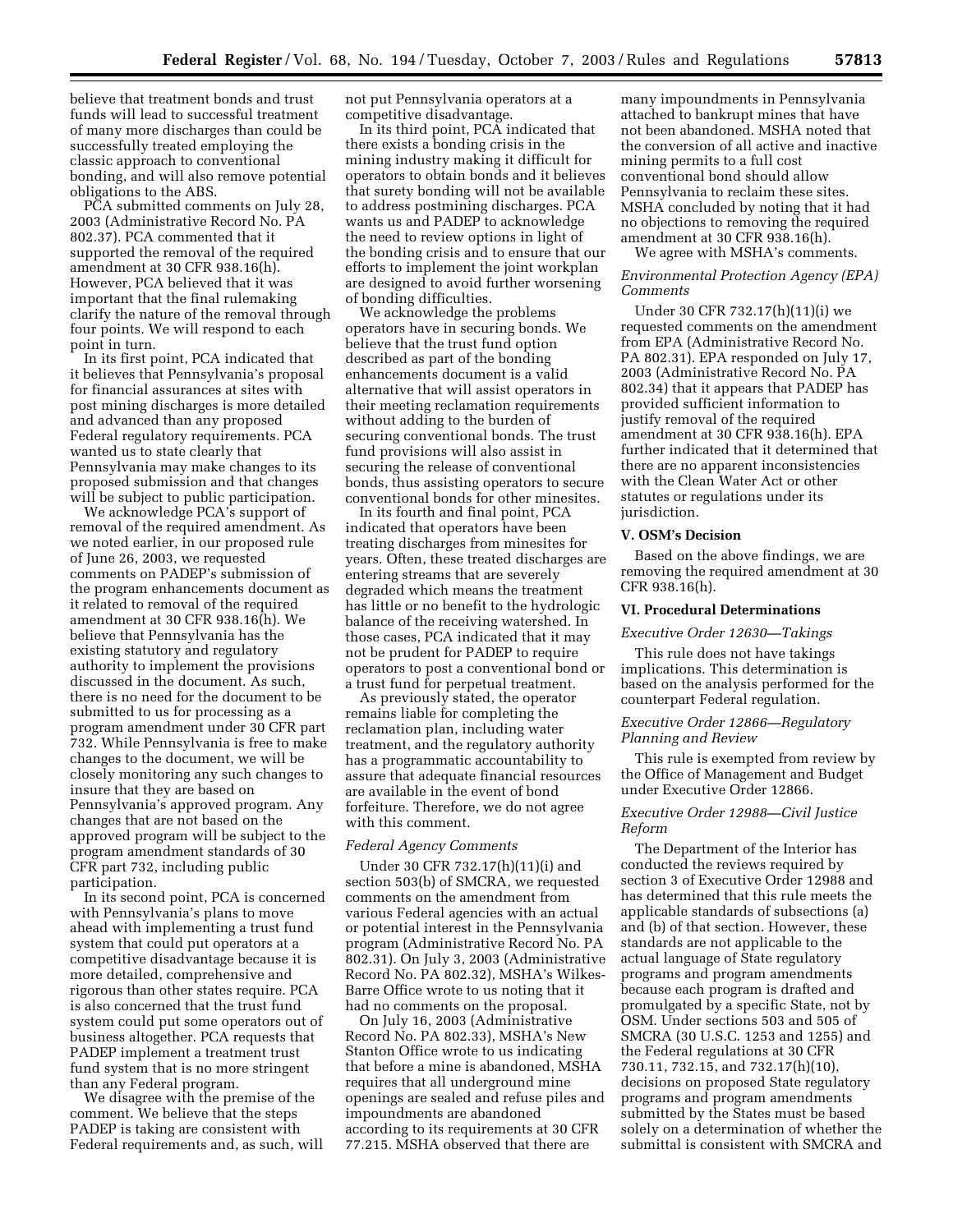believe that treatment bonds and trust funds will lead to successful treatment of many more discharges than could be successfully treated employing the classic approach to conventional bonding, and will also remove potential obligations to the ABS.

PCA submitted comments on July 28, 2003 (Administrative Record No. PA 802.37). PCA commented that it supported the removal of the required amendment at 30 CFR 938.16(h). However, PCA believed that it was important that the final rulemaking clarify the nature of the removal through four points. We will respond to each point in turn.

In its first point, PCA indicated that it believes that Pennsylvania's proposal for financial assurances at sites with post mining discharges is more detailed and advanced than any proposed Federal regulatory requirements. PCA wanted us to state clearly that Pennsylvania may make changes to its proposed submission and that changes will be subject to public participation.

We acknowledge PCA's support of removal of the required amendment. As we noted earlier, in our proposed rule of June 26, 2003, we requested comments on PADEP's submission of the program enhancements document as it related to removal of the required amendment at 30 CFR 938.16(h). We believe that Pennsylvania has the existing statutory and regulatory authority to implement the provisions discussed in the document. As such, there is no need for the document to be submitted to us for processing as a program amendment under 30 CFR part 732. While Pennsylvania is free to make changes to the document, we will be closely monitoring any such changes to insure that they are based on Pennsylvania's approved program. Any changes that are not based on the approved program will be subject to the program amendment standards of 30 CFR part 732, including public participation.

In its second point, PCA is concerned with Pennsylvania's plans to move ahead with implementing a trust fund system that could put operators at a competitive disadvantage because it is more detailed, comprehensive and rigorous than other states require. PCA is also concerned that the trust fund system could put some operators out of business altogether. PCA requests that PADEP implement a treatment trust fund system that is no more stringent than any Federal program.

We disagree with the premise of the comment. We believe that the steps PADEP is taking are consistent with Federal requirements and, as such, will not put Pennsylvania operators at a competitive disadvantage.

In its third point, PCA indicated that there exists a bonding crisis in the mining industry making it difficult for operators to obtain bonds and it believes that surety bonding will not be available to address postmining discharges. PCA wants us and PADEP to acknowledge the need to review options in light of the bonding crisis and to ensure that our efforts to implement the joint workplan are designed to avoid further worsening of bonding difficulties.

We acknowledge the problems operators have in securing bonds. We believe that the trust fund option described as part of the bonding enhancements document is a valid alternative that will assist operators in their meeting reclamation requirements without adding to the burden of securing conventional bonds. The trust fund provisions will also assist in securing the release of conventional bonds, thus assisting operators to secure conventional bonds for other minesites.

In its fourth and final point, PCA indicated that operators have been treating discharges from minesites for years. Often, these treated discharges are entering streams that are severely degraded which means the treatment has little or no benefit to the hydrologic balance of the receiving watershed. In those cases, PCA indicated that it may not be prudent for PADEP to require operators to post a conventional bond or a trust fund for perpetual treatment.

As previously stated, the operator remains liable for completing the reclamation plan, including water treatment, and the regulatory authority has a programmatic accountability to assure that adequate financial resources are available in the event of bond forfeiture. Therefore, we do not agree with this comment.

*Federal Agency Comments*

Under 30 CFR 732.17(h)(11)(i) and section 503(b) of SMCRA, we requested comments on the amendment from various Federal agencies with an actual or potential interest in the Pennsylvania program (Administrative Record No. PA 802.31). On July 3, 2003 (Administrative Record No. PA 802.32), MSHA's Wilkes-Barre Office wrote to us noting that it had no comments on the proposal.

On July 16, 2003 (Administrative Record No. PA 802.33), MSHA's New Stanton Office wrote to us indicating that before a mine is abandoned, MSHA requires that all underground mine openings are sealed and refuse piles and impoundments are abandoned according to its requirements at 30 CFR 77.215. MSHA observed that there are many impoundments in Pennsylvania attached to bankrupt mines that have not been abandoned. MSHA noted that the conversion of all active and inactive mining permits to a full cost conventional bond should allow Pennsylvania to reclaim these sites. MSHA concluded by noting that it had no objections to removing the required amendment at 30 CFR 938.16(h).

We agree with MSHA's comments.

*Environmental Protection Agency (EPA) Comments*

Under 30 CFR 732.17(h)(11)(i) we requested comments on the amendment from EPA (Administrative Record No. PA 802.31). EPA responded on July 17, 2003 (Administrative Record No. PA 802.34) that it appears that PADEP has provided sufficient information to justify removal of the required amendment at 30 CFR 938.16(h). EPA further indicated that it determined that there are no apparent inconsistencies with the Clean Water Act or other statutes or regulations under its jurisdiction.

## V. OSM's Decision

Based on the above findings, we are removing the required amendment at 30 CFR 938.16(h).

## VI. Procedural Determinations

*Executive Order 12630—Takings*

This rule does not have takings implications. This determination is based on the analysis performed for the counterpart Federal regulation.

*Executive Order 12866—Regulatory Planning and Review*

This rule is exempted from review by the Office of Management and Budget under Executive Order 12866.

*Executive Order 12988—Civil Justice Reform*

The Department of the Interior has conducted the reviews required by section 3 of Executive Order 12988 and has determined that this rule meets the applicable standards of subsections (a) and (b) of that section. However, these standards are not applicable to the actual language of State regulatory programs and program amendments because each program is drafted and promulgated by a specific State, not by OSM. Under sections 503 and 505 of SMCRA (30 U.S.C. 1253 and 1255) and the Federal regulations at 30 CFR 730.11, 732.15, and 732.17(h)(10), decisions on proposed State regulatory programs and program amendments submitted by the States must be based solely on a determination of whether the submittal is consistent with SMCRA and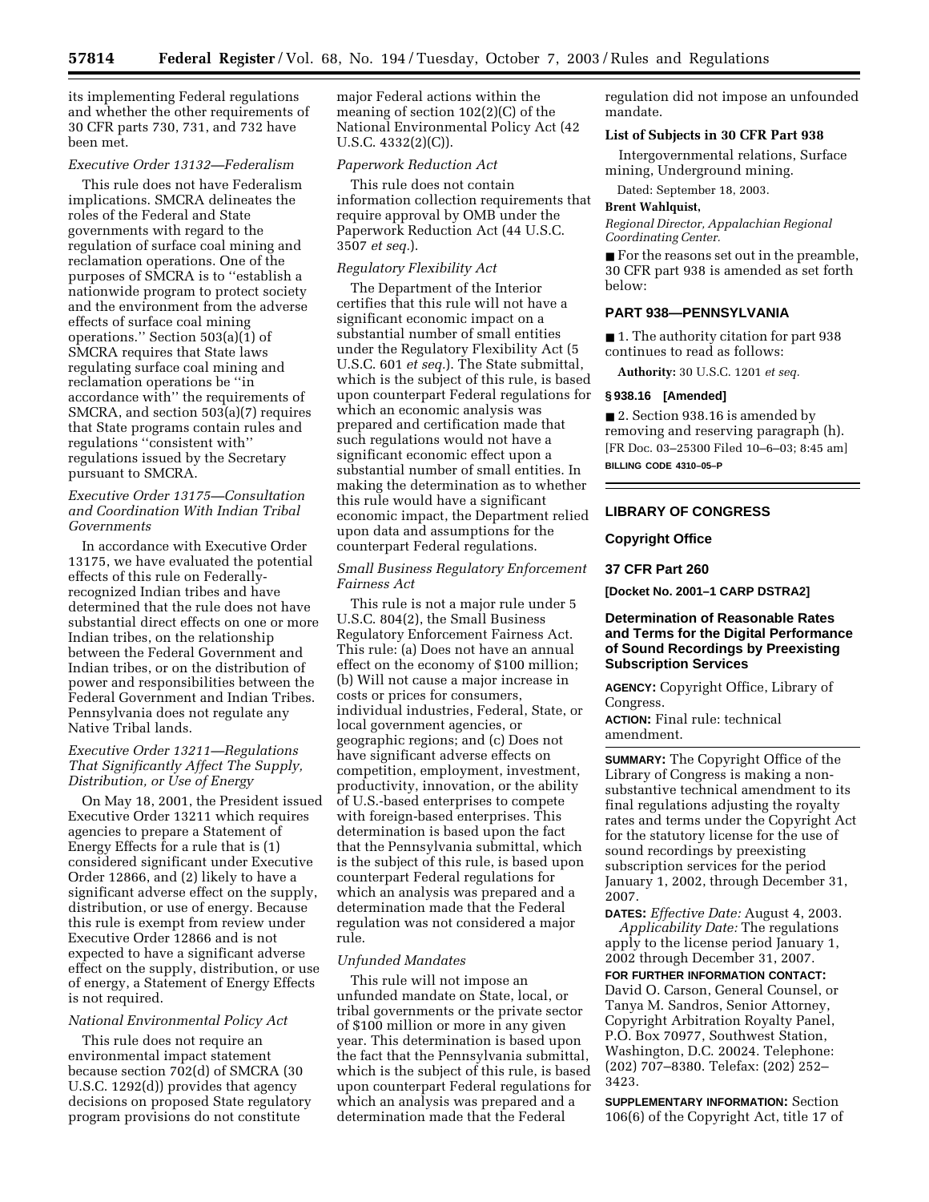its implementing Federal regulations and whether the other requirements of 30 CFR parts 730, 731, and 732 have been met.

*Executive Order 13132—Federalism*

This rule does not have Federalism implications. SMCRA delineates the roles of the Federal and State governments with regard to the regulation of surface coal mining and reclamation operations. One of the purposes of SMCRA is to ''establish a nationwide program to protect society and the environment from the adverse effects of surface coal mining operations.'' Section 503(a)(1) of SMCRA requires that State laws regulating surface coal mining and reclamation operations be ''in accordance with'' the requirements of SMCRA, and section 503(a)(7) requires that State programs contain rules and regulations ''consistent with'' regulations issued by the Secretary pursuant to SMCRA.

*Executive Order 13175—Consultation and Coordination With Indian Tribal Governments*

In accordance with Executive Order 13175, we have evaluated the potential effects of this rule on Federally-recognized Indian tribes and have determined that the rule does not have substantial direct effects on one or more Indian tribes, on the relationship between the Federal Government and Indian tribes, or on the distribution of power and responsibilities between the Federal Government and Indian Tribes. Pennsylvania does not regulate any Native Tribal lands.

*Executive Order 13211—Regulations That Significantly Affect The Supply, Distribution, or Use of Energy*

On May 18, 2001, the President issued Executive Order 13211 which requires agencies to prepare a Statement of Energy Effects for a rule that is (1) considered significant under Executive Order 12866, and (2) likely to have a significant adverse effect on the supply, distribution, or use of energy. Because this rule is exempt from review under Executive Order 12866 and is not expected to have a significant adverse effect on the supply, distribution, or use of energy, a Statement of Energy Effects is not required.

*National Environmental Policy Act*

This rule does not require an environmental impact statement because section 702(d) of SMCRA (30 U.S.C. 1292(d)) provides that agency decisions on proposed State regulatory program provisions do not constitute major Federal actions within the meaning of section 102(2)(C) of the National Environmental Policy Act (42 U.S.C. 4332(2)(C)).

*Paperwork Reduction Act*

This rule does not contain information collection requirements that require approval by OMB under the Paperwork Reduction Act (44 U.S.C. 3507 *et seq.*).

*Regulatory Flexibility Act*

The Department of the Interior certifies that this rule will not have a significant economic impact on a substantial number of small entities under the Regulatory Flexibility Act (5 U.S.C. 601 *et seq.*). The State submittal, which is the subject of this rule, is based upon counterpart Federal regulations for which an economic analysis was prepared and certification made that such regulations would not have a significant economic effect upon a substantial number of small entities. In making the determination as to whether this rule would have a significant economic impact, the Department relied upon data and assumptions for the counterpart Federal regulations.

*Small Business Regulatory Enforcement Fairness Act*

This rule is not a major rule under 5 U.S.C. 804(2), the Small Business Regulatory Enforcement Fairness Act. This rule: (a) Does not have an annual effect on the economy of $100 million; (b) Will not cause a major increase in costs or prices for consumers, individual industries, Federal, State, or local government agencies, or geographic regions; and (c) Does not have significant adverse effects on competition, employment, investment, productivity, innovation, or the ability of U.S.-based enterprises to compete with foreign-based enterprises. This determination is based upon the fact that the Pennsylvania submittal, which is the subject of this rule, is based upon counterpart Federal regulations for which an analysis was prepared and a determination made that the Federal regulation was not considered a major rule.

*Unfunded Mandates*

This rule will not impose an unfunded mandate on State, local, or tribal governments or the private sector of $100 million or more in any given year. This determination is based upon the fact that the Pennsylvania submittal, which is the subject of this rule, is based upon counterpart Federal regulations for which an analysis was prepared and a determination made that the Federal regulation did not impose an unfounded mandate.

**List of Subjects in 30 CFR Part 938**

Intergovernmental relations, Surface mining, Underground mining.

Dated: September 18, 2003.

**Brent Wahlquist,**

*Regional Director, Appalachian Regional Coordinating Center.*

■ For the reasons set out in the preamble, 30 CFR part 938 is amended as set forth below:

## PART 938—PENNSYLVANIA

■ 1. The authority citation for part 938 continues to read as follows:

**Authority:** 30 U.S.C. 1201 *et seq.*

**§ 938.16 [Amended]**

■ 2. Section 938.16 is amended by removing and reserving paragraph (h).

[FR Doc. 03–25300 Filed 10–6–03; 8:45 am]

**BILLING CODE 4310–05–P**

## LIBRARY OF CONGRESS

## Copyright Office

## 37 CFR Part 260

**[Docket No. 2001–1 CARP DSTRA2]**

## Determination of Reasonable Rates and Terms for the Digital Performance of Sound Recordings by Preexisting Subscription Services

**AGENCY:** Copyright Office, Library of Congress.

**ACTION:** Final rule: technical amendment.

**SUMMARY:** The Copyright Office of the Library of Congress is making a non-substantive technical amendment to its final regulations adjusting the royalty rates and terms under the Copyright Act for the statutory license for the use of sound recordings by preexisting subscription services for the period January 1, 2002, through December 31, 2007.

**DATES:** *Effective Date:* August 4, 2003.

*Applicability Date:* The regulations apply to the license period January 1, 2002 through December 31, 2007.

**FOR FURTHER INFORMATION CONTACT:** David O. Carson, General Counsel, or Tanya M. Sandros, Senior Attorney, Copyright Arbitration Royalty Panel, P.O. Box 70977, Southwest Station, Washington, D.C. 20024. Telephone: (202) 707–8380. Telefax: (202) 252–3423.

**SUPPLEMENTARY INFORMATION:** Section 106(6) of the Copyright Act, title 17 of